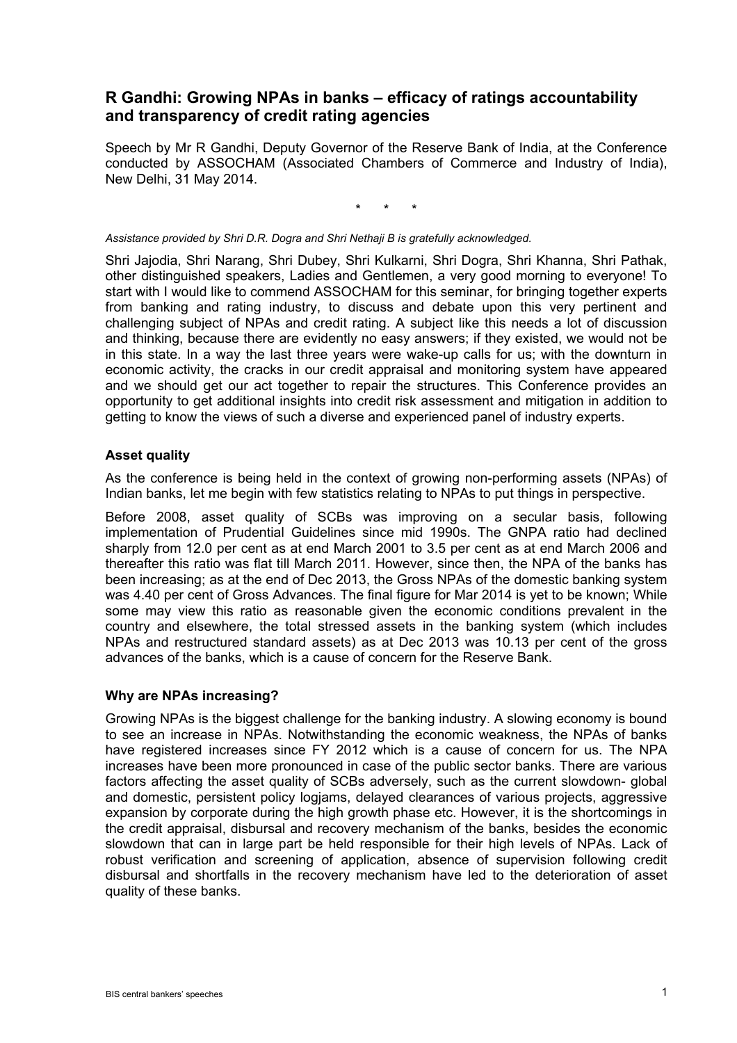# R Gandhi: Growing NPAs in banks – efficacy of ratings accountability and transparency of credit rating agencies

Speech by Mr R Gandhi, Deputy Governor of the Reserve Bank of India, at the Conference conducted by ASSOCHAM (Associated Chambers of Commerce and Industry of India), New Delhi, 31 May 2014.

\* \* \*

*Assistance provided by Shri D.R. Dogra and Shri Nethaji B is gratefully acknowledged.*

Shri Jajodia, Shri Narang, Shri Dubey, Shri Kulkarni, Shri Dogra, Shri Khanna, Shri Pathak, other distinguished speakers, Ladies and Gentlemen, a very good morning to everyone! To start with I would like to commend ASSOCHAM for this seminar, for bringing together experts from banking and rating industry, to discuss and debate upon this very pertinent and challenging subject of NPAs and credit rating. A subject like this needs a lot of discussion and thinking, because there are evidently no easy answers; if they existed, we would not be in this state. In a way the last three years were wake-up calls for us; with the downturn in economic activity, the cracks in our credit appraisal and monitoring system have appeared and we should get our act together to repair the structures. This Conference provides an opportunity to get additional insights into credit risk assessment and mitigation in addition to getting to know the views of such a diverse and experienced panel of industry experts.

### Asset quality

As the conference is being held in the context of growing non-performing assets (NPAs) of Indian banks, let me begin with few statistics relating to NPAs to put things in perspective.

Before 2008, asset quality of SCBs was improving on a secular basis, following implementation of Prudential Guidelines since mid 1990s. The GNPA ratio had declined sharply from 12.0 per cent as at end March 2001 to 3.5 per cent as at end March 2006 and thereafter this ratio was flat till March 2011. However, since then, the NPA of the banks has been increasing; as at the end of Dec 2013, the Gross NPAs of the domestic banking system was 4.40 per cent of Gross Advances. The final figure for Mar 2014 is yet to be known; While some may view this ratio as reasonable given the economic conditions prevalent in the country and elsewhere, the total stressed assets in the banking system (which includes NPAs and restructured standard assets) as at Dec 2013 was 10.13 per cent of the gross advances of the banks, which is a cause of concern for the Reserve Bank.

### Why are NPAs increasing?

Growing NPAs is the biggest challenge for the banking industry. A slowing economy is bound to see an increase in NPAs. Notwithstanding the economic weakness, the NPAs of banks have registered increases since FY 2012 which is a cause of concern for us. The NPA increases have been more pronounced in case of the public sector banks. There are various factors affecting the asset quality of SCBs adversely, such as the current slowdown- global and domestic, persistent policy logjams, delayed clearances of various projects, aggressive expansion by corporate during the high growth phase etc. However, it is the shortcomings in the credit appraisal, disbursal and recovery mechanism of the banks, besides the economic slowdown that can in large part be held responsible for their high levels of NPAs. Lack of robust verification and screening of application, absence of supervision following credit disbursal and shortfalls in the recovery mechanism have led to the deterioration of asset quality of these banks.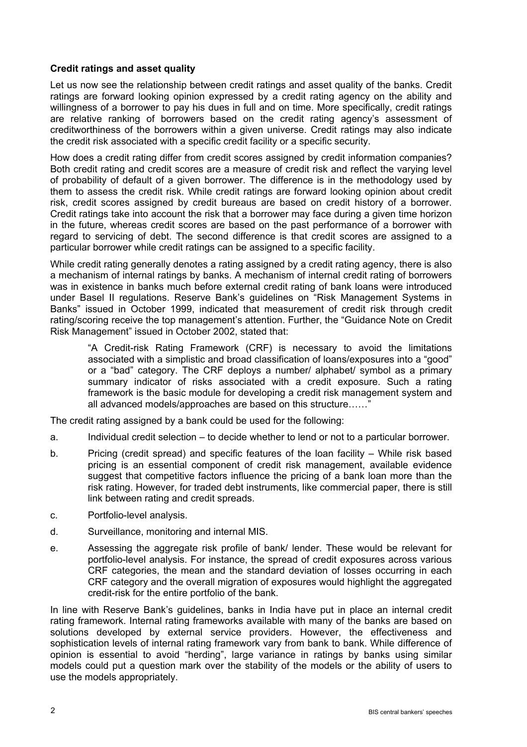**Credit ratings and asset quality**

Let us now see the relationship between credit ratings and asset quality of the banks. Credit ratings are forward looking opinion expressed by a credit rating agency on the ability and willingness of a borrower to pay his dues in full and on time. More specifically, credit ratings are relative ranking of borrowers based on the credit rating agency's assessment of creditworthiness of the borrowers within a given universe. Credit ratings may also indicate the credit risk associated with a specific credit facility or a specific security.

How does a credit rating differ from credit scores assigned by credit information companies? Both credit rating and credit scores are a measure of credit risk and reflect the varying level of probability of default of a given borrower. The difference is in the methodology used by them to assess the credit risk. While credit ratings are forward looking opinion about credit risk, credit scores assigned by credit bureaus are based on credit history of a borrower. Credit ratings take into account the risk that a borrower may face during a given time horizon in the future, whereas credit scores are based on the past performance of a borrower with regard to servicing of debt. The second difference is that credit scores are assigned to a particular borrower while credit ratings can be assigned to a specific facility.

While credit rating generally denotes a rating assigned by a credit rating agency, there is also a mechanism of internal ratings by banks. A mechanism of internal credit rating of borrowers was in existence in banks much before external credit rating of bank loans were introduced under Basel II regulations. Reserve Bank's guidelines on "Risk Management Systems in Banks" issued in October 1999, indicated that measurement of credit risk through credit rating/scoring receive the top management's attention. Further, the "Guidance Note on Credit Risk Management" issued in October 2002, stated that:

> "A Credit-risk Rating Framework (CRF) is necessary to avoid the limitations associated with a simplistic and broad classification of loans/exposures into a "good" or a "bad" category. The CRF deploys a number/ alphabet/ symbol as a primary summary indicator of risks associated with a credit exposure. Such a rating framework is the basic module for developing a credit risk management system and all advanced models/approaches are based on this structure……"

The credit rating assigned by a bank could be used for the following:

a. Individual credit selection – to decide whether to lend or not to a particular borrower.

b. Pricing (credit spread) and specific features of the loan facility – While risk based pricing is an essential component of credit risk management, available evidence suggest that competitive factors influence the pricing of a bank loan more than the risk rating. However, for traded debt instruments, like commercial paper, there is still link between rating and credit spreads.

c. Portfolio-level analysis.

d. Surveillance, monitoring and internal MIS.

e. Assessing the aggregate risk profile of bank/ lender. These would be relevant for portfolio-level analysis. For instance, the spread of credit exposures across various CRF categories, the mean and the standard deviation of losses occurring in each CRF category and the overall migration of exposures would highlight the aggregated credit-risk for the entire portfolio of the bank.

In line with Reserve Bank's guidelines, banks in India have put in place an internal credit rating framework. Internal rating frameworks available with many of the banks are based on solutions developed by external service providers. However, the effectiveness and sophistication levels of internal rating framework vary from bank to bank. While difference of opinion is essential to avoid "herding", large variance in ratings by banks using similar models could put a question mark over the stability of the models or the ability of users to use the models appropriately.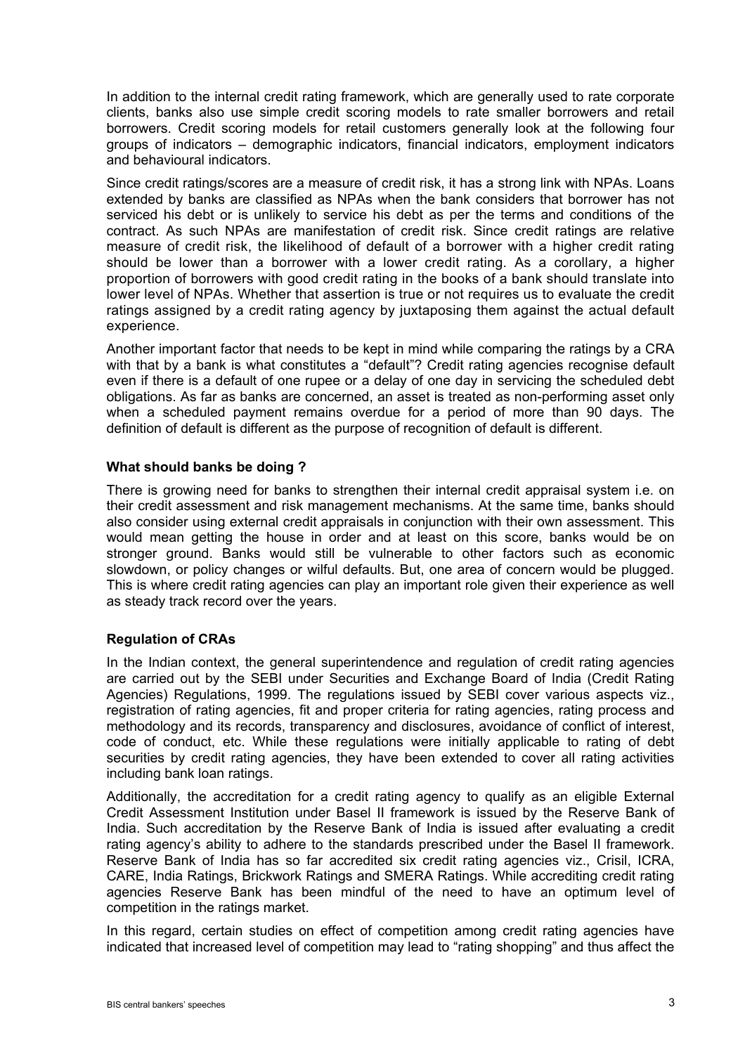In addition to the internal credit rating framework, which are generally used to rate corporate clients, banks also use simple credit scoring models to rate smaller borrowers and retail borrowers. Credit scoring models for retail customers generally look at the following four groups of indicators – demographic indicators, financial indicators, employment indicators and behavioural indicators.

Since credit ratings/scores are a measure of credit risk, it has a strong link with NPAs. Loans extended by banks are classified as NPAs when the bank considers that borrower has not serviced his debt or is unlikely to service his debt as per the terms and conditions of the contract. As such NPAs are manifestation of credit risk. Since credit ratings are relative measure of credit risk, the likelihood of default of a borrower with a higher credit rating should be lower than a borrower with a lower credit rating. As a corollary, a higher proportion of borrowers with good credit rating in the books of a bank should translate into lower level of NPAs. Whether that assertion is true or not requires us to evaluate the credit ratings assigned by a credit rating agency by juxtaposing them against the actual default experience.

Another important factor that needs to be kept in mind while comparing the ratings by a CRA with that by a bank is what constitutes a "default"? Credit rating agencies recognise default even if there is a default of one rupee or a delay of one day in servicing the scheduled debt obligations. As far as banks are concerned, an asset is treated as non-performing asset only when a scheduled payment remains overdue for a period of more than 90 days. The definition of default is different as the purpose of recognition of default is different.

**What should banks be doing ?**

There is growing need for banks to strengthen their internal credit appraisal system i.e. on their credit assessment and risk management mechanisms. At the same time, banks should also consider using external credit appraisals in conjunction with their own assessment. This would mean getting the house in order and at least on this score, banks would be on stronger ground. Banks would still be vulnerable to other factors such as economic slowdown, or policy changes or wilful defaults. But, one area of concern would be plugged. This is where credit rating agencies can play an important role given their experience as well as steady track record over the years.

**Regulation of CRAs**

In the Indian context, the general superintendence and regulation of credit rating agencies are carried out by the SEBI under Securities and Exchange Board of India (Credit Rating Agencies) Regulations, 1999. The regulations issued by SEBI cover various aspects viz., registration of rating agencies, fit and proper criteria for rating agencies, rating process and methodology and its records, transparency and disclosures, avoidance of conflict of interest, code of conduct, etc. While these regulations were initially applicable to rating of debt securities by credit rating agencies, they have been extended to cover all rating activities including bank loan ratings.

Additionally, the accreditation for a credit rating agency to qualify as an eligible External Credit Assessment Institution under Basel II framework is issued by the Reserve Bank of India. Such accreditation by the Reserve Bank of India is issued after evaluating a credit rating agency's ability to adhere to the standards prescribed under the Basel II framework. Reserve Bank of India has so far accredited six credit rating agencies viz., Crisil, ICRA, CARE, India Ratings, Brickwork Ratings and SMERA Ratings. While accrediting credit rating agencies Reserve Bank has been mindful of the need to have an optimum level of competition in the ratings market.

In this regard, certain studies on effect of competition among credit rating agencies have indicated that increased level of competition may lead to "rating shopping" and thus affect the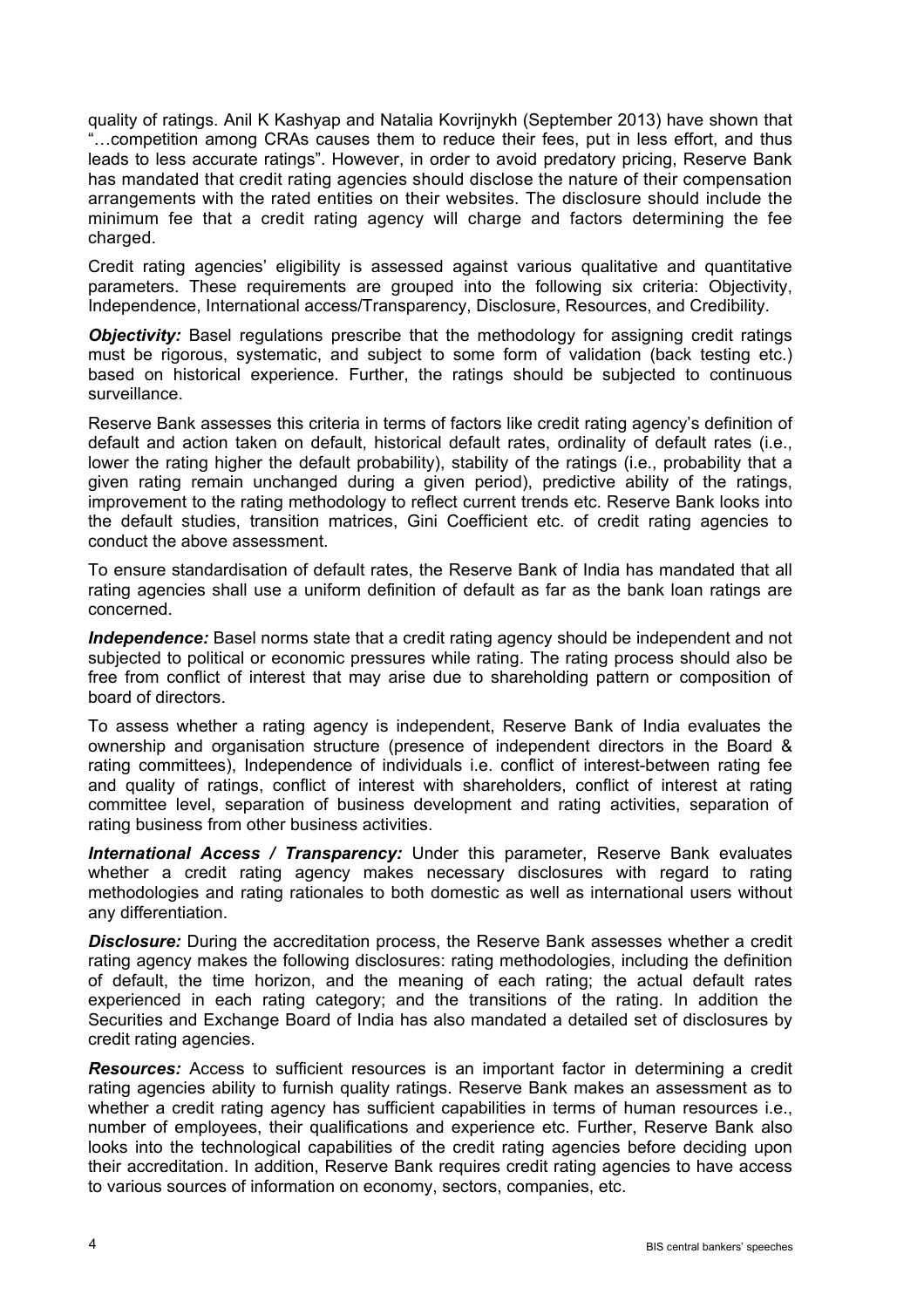quality of ratings. Anil K Kashyap and Natalia Kovrijnykh (September 2013) have shown that "…competition among CRAs causes them to reduce their fees, put in less effort, and thus leads to less accurate ratings". However, in order to avoid predatory pricing, Reserve Bank has mandated that credit rating agencies should disclose the nature of their compensation arrangements with the rated entities on their websites. The disclosure should include the minimum fee that a credit rating agency will charge and factors determining the fee charged.

Credit rating agencies' eligibility is assessed against various qualitative and quantitative parameters. These requirements are grouped into the following six criteria: Objectivity, Independence, International access/Transparency, Disclosure, Resources, and Credibility.

***Objectivity:*** Basel regulations prescribe that the methodology for assigning credit ratings must be rigorous, systematic, and subject to some form of validation (back testing etc.) based on historical experience. Further, the ratings should be subjected to continuous surveillance.

Reserve Bank assesses this criteria in terms of factors like credit rating agency's definition of default and action taken on default, historical default rates, ordinality of default rates (i.e., lower the rating higher the default probability), stability of the ratings (i.e., probability that a given rating remain unchanged during a given period), predictive ability of the ratings, improvement to the rating methodology to reflect current trends etc. Reserve Bank looks into the default studies, transition matrices, Gini Coefficient etc. of credit rating agencies to conduct the above assessment.

To ensure standardisation of default rates, the Reserve Bank of India has mandated that all rating agencies shall use a uniform definition of default as far as the bank loan ratings are concerned.

***Independence:*** Basel norms state that a credit rating agency should be independent and not subjected to political or economic pressures while rating. The rating process should also be free from conflict of interest that may arise due to shareholding pattern or composition of board of directors.

To assess whether a rating agency is independent, Reserve Bank of India evaluates the ownership and organisation structure (presence of independent directors in the Board & rating committees), Independence of individuals i.e. conflict of interest-between rating fee and quality of ratings, conflict of interest with shareholders, conflict of interest at rating committee level, separation of business development and rating activities, separation of rating business from other business activities.

***International Access / Transparency:*** Under this parameter, Reserve Bank evaluates whether a credit rating agency makes necessary disclosures with regard to rating methodologies and rating rationales to both domestic as well as international users without any differentiation.

***Disclosure:*** During the accreditation process, the Reserve Bank assesses whether a credit rating agency makes the following disclosures: rating methodologies, including the definition of default, the time horizon, and the meaning of each rating; the actual default rates experienced in each rating category; and the transitions of the rating. In addition the Securities and Exchange Board of India has also mandated a detailed set of disclosures by credit rating agencies.

***Resources:*** Access to sufficient resources is an important factor in determining a credit rating agencies ability to furnish quality ratings. Reserve Bank makes an assessment as to whether a credit rating agency has sufficient capabilities in terms of human resources i.e., number of employees, their qualifications and experience etc. Further, Reserve Bank also looks into the technological capabilities of the credit rating agencies before deciding upon their accreditation. In addition, Reserve Bank requires credit rating agencies to have access to various sources of information on economy, sectors, companies, etc.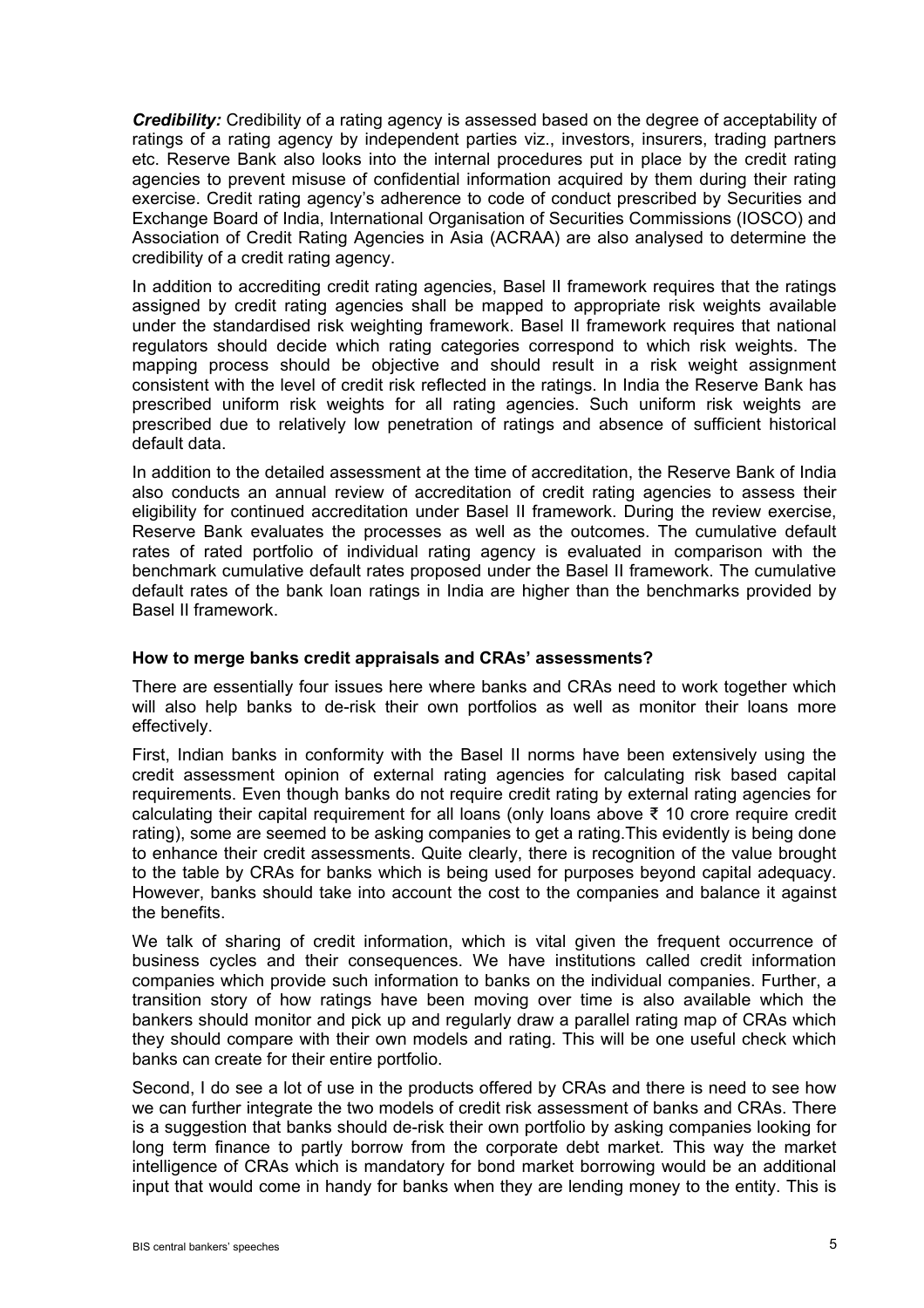***Credibility:*** Credibility of a rating agency is assessed based on the degree of acceptability of ratings of a rating agency by independent parties viz., investors, insurers, trading partners etc. Reserve Bank also looks into the internal procedures put in place by the credit rating agencies to prevent misuse of confidential information acquired by them during their rating exercise. Credit rating agency's adherence to code of conduct prescribed by Securities and Exchange Board of India, International Organisation of Securities Commissions (IOSCO) and Association of Credit Rating Agencies in Asia (ACRAA) are also analysed to determine the credibility of a credit rating agency.

In addition to accrediting credit rating agencies, Basel II framework requires that the ratings assigned by credit rating agencies shall be mapped to appropriate risk weights available under the standardised risk weighting framework. Basel II framework requires that national regulators should decide which rating categories correspond to which risk weights. The mapping process should be objective and should result in a risk weight assignment consistent with the level of credit risk reflected in the ratings. In India the Reserve Bank has prescribed uniform risk weights for all rating agencies. Such uniform risk weights are prescribed due to relatively low penetration of ratings and absence of sufficient historical default data.

In addition to the detailed assessment at the time of accreditation, the Reserve Bank of India also conducts an annual review of accreditation of credit rating agencies to assess their eligibility for continued accreditation under Basel II framework. During the review exercise, Reserve Bank evaluates the processes as well as the outcomes. The cumulative default rates of rated portfolio of individual rating agency is evaluated in comparison with the benchmark cumulative default rates proposed under the Basel II framework. The cumulative default rates of the bank loan ratings in India are higher than the benchmarks provided by Basel II framework.

### How to merge banks credit appraisals and CRAs' assessments?

There are essentially four issues here where banks and CRAs need to work together which will also help banks to de-risk their own portfolios as well as monitor their loans more effectively.

First, Indian banks in conformity with the Basel II norms have been extensively using the credit assessment opinion of external rating agencies for calculating risk based capital requirements. Even though banks do not require credit rating by external rating agencies for calculating their capital requirement for all loans (only loans above ₹ 10 crore require credit rating), some are seemed to be asking companies to get a rating.This evidently is being done to enhance their credit assessments. Quite clearly, there is recognition of the value brought to the table by CRAs for banks which is being used for purposes beyond capital adequacy. However, banks should take into account the cost to the companies and balance it against the benefits.

We talk of sharing of credit information, which is vital given the frequent occurrence of business cycles and their consequences. We have institutions called credit information companies which provide such information to banks on the individual companies. Further, a transition story of how ratings have been moving over time is also available which the bankers should monitor and pick up and regularly draw a parallel rating map of CRAs which they should compare with their own models and rating. This will be one useful check which banks can create for their entire portfolio.

Second, I do see a lot of use in the products offered by CRAs and there is need to see how we can further integrate the two models of credit risk assessment of banks and CRAs. There is a suggestion that banks should de-risk their own portfolio by asking companies looking for long term finance to partly borrow from the corporate debt market*.* This way the market intelligence of CRAs which is mandatory for bond market borrowing would be an additional input that would come in handy for banks when they are lending money to the entity. This is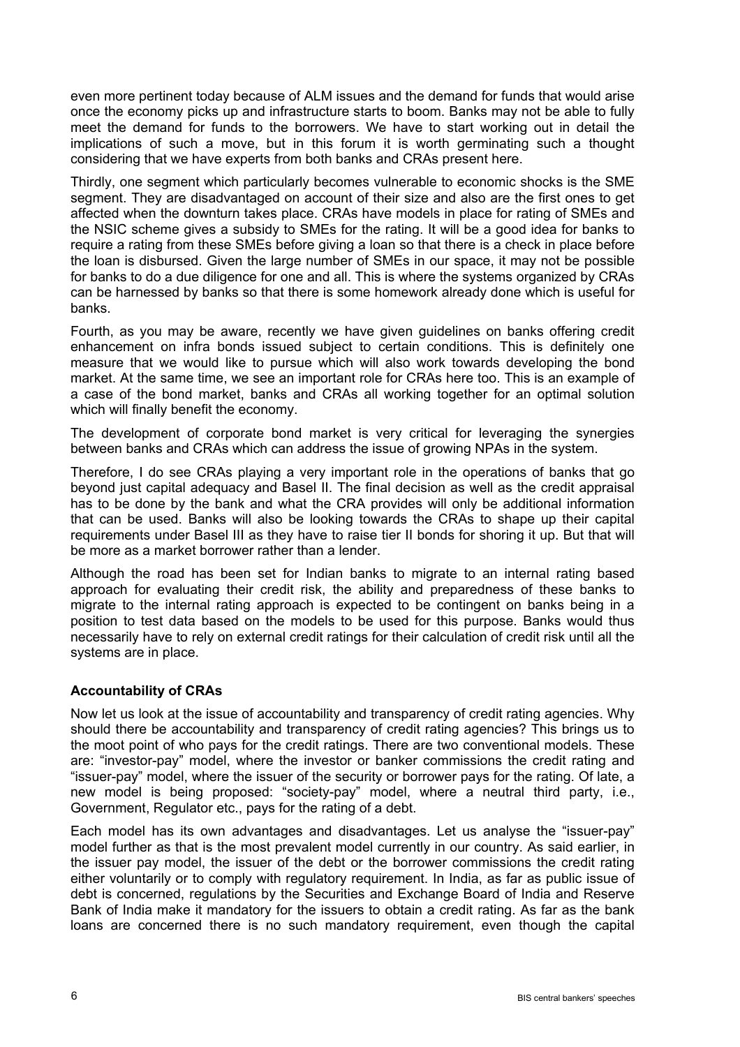even more pertinent today because of ALM issues and the demand for funds that would arise once the economy picks up and infrastructure starts to boom. Banks may not be able to fully meet the demand for funds to the borrowers. We have to start working out in detail the implications of such a move, but in this forum it is worth germinating such a thought considering that we have experts from both banks and CRAs present here.

Thirdly, one segment which particularly becomes vulnerable to economic shocks is the SME segment. They are disadvantaged on account of their size and also are the first ones to get affected when the downturn takes place. CRAs have models in place for rating of SMEs and the NSIC scheme gives a subsidy to SMEs for the rating. It will be a good idea for banks to require a rating from these SMEs before giving a loan so that there is a check in place before the loan is disbursed. Given the large number of SMEs in our space, it may not be possible for banks to do a due diligence for one and all. This is where the systems organized by CRAs can be harnessed by banks so that there is some homework already done which is useful for banks.

Fourth, as you may be aware, recently we have given guidelines on banks offering credit enhancement on infra bonds issued subject to certain conditions. This is definitely one measure that we would like to pursue which will also work towards developing the bond market. At the same time, we see an important role for CRAs here too. This is an example of a case of the bond market, banks and CRAs all working together for an optimal solution which will finally benefit the economy.

The development of corporate bond market is very critical for leveraging the synergies between banks and CRAs which can address the issue of growing NPAs in the system.

Therefore, I do see CRAs playing a very important role in the operations of banks that go beyond just capital adequacy and Basel II. The final decision as well as the credit appraisal has to be done by the bank and what the CRA provides will only be additional information that can be used. Banks will also be looking towards the CRAs to shape up their capital requirements under Basel III as they have to raise tier II bonds for shoring it up. But that will be more as a market borrower rather than a lender.

Although the road has been set for Indian banks to migrate to an internal rating based approach for evaluating their credit risk, the ability and preparedness of these banks to migrate to the internal rating approach is expected to be contingent on banks being in a position to test data based on the models to be used for this purpose. Banks would thus necessarily have to rely on external credit ratings for their calculation of credit risk until all the systems are in place.

**Accountability of CRAs**

Now let us look at the issue of accountability and transparency of credit rating agencies. Why should there be accountability and transparency of credit rating agencies? This brings us to the moot point of who pays for the credit ratings. There are two conventional models. These are: "investor-pay" model, where the investor or banker commissions the credit rating and "issuer-pay" model, where the issuer of the security or borrower pays for the rating. Of late, a new model is being proposed: "society-pay" model, where a neutral third party, i.e., Government, Regulator etc., pays for the rating of a debt.

Each model has its own advantages and disadvantages. Let us analyse the "issuer-pay" model further as that is the most prevalent model currently in our country. As said earlier, in the issuer pay model, the issuer of the debt or the borrower commissions the credit rating either voluntarily or to comply with regulatory requirement. In India, as far as public issue of debt is concerned, regulations by the Securities and Exchange Board of India and Reserve Bank of India make it mandatory for the issuers to obtain a credit rating. As far as the bank loans are concerned there is no such mandatory requirement, even though the capital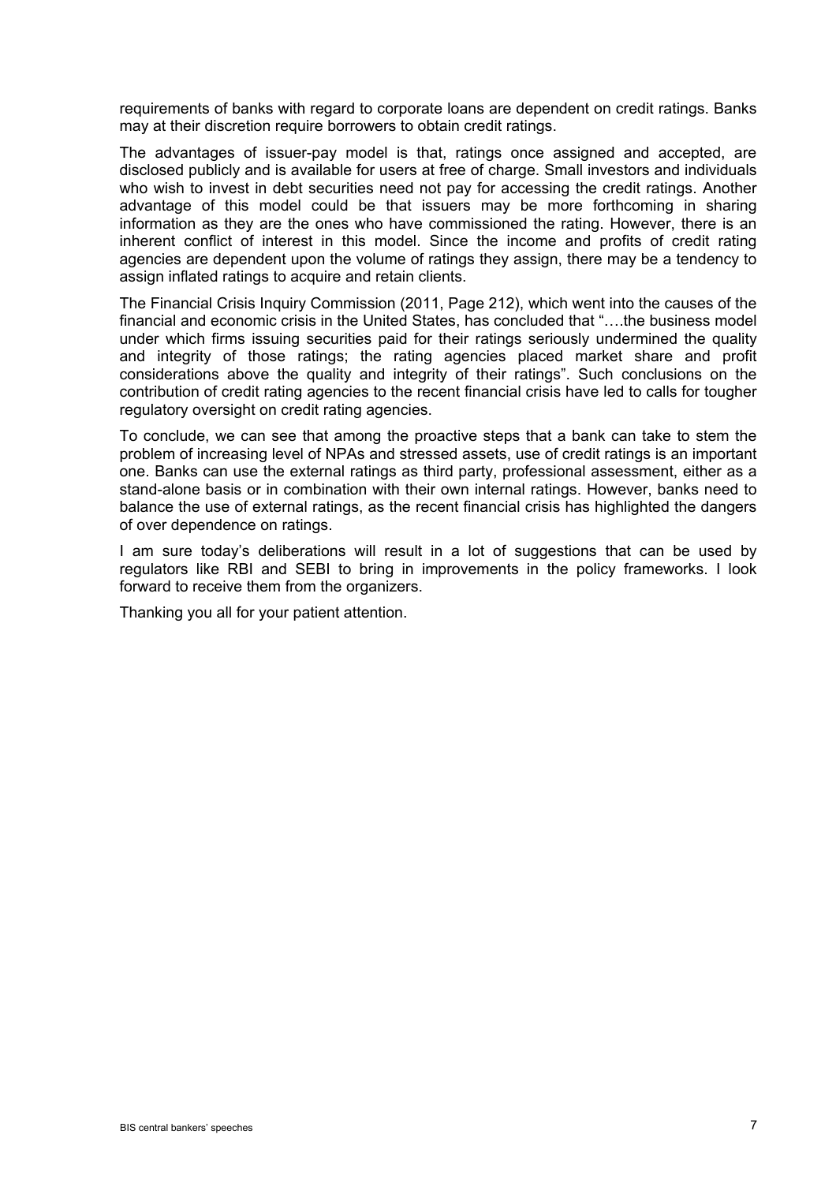requirements of banks with regard to corporate loans are dependent on credit ratings. Banks may at their discretion require borrowers to obtain credit ratings.

The advantages of issuer-pay model is that, ratings once assigned and accepted, are disclosed publicly and is available for users at free of charge. Small investors and individuals who wish to invest in debt securities need not pay for accessing the credit ratings. Another advantage of this model could be that issuers may be more forthcoming in sharing information as they are the ones who have commissioned the rating. However, there is an inherent conflict of interest in this model. Since the income and profits of credit rating agencies are dependent upon the volume of ratings they assign, there may be a tendency to assign inflated ratings to acquire and retain clients.

The Financial Crisis Inquiry Commission (2011, Page 212), which went into the causes of the financial and economic crisis in the United States, has concluded that "….the business model under which firms issuing securities paid for their ratings seriously undermined the quality and integrity of those ratings; the rating agencies placed market share and profit considerations above the quality and integrity of their ratings". Such conclusions on the contribution of credit rating agencies to the recent financial crisis have led to calls for tougher regulatory oversight on credit rating agencies.

To conclude, we can see that among the proactive steps that a bank can take to stem the problem of increasing level of NPAs and stressed assets, use of credit ratings is an important one. Banks can use the external ratings as third party, professional assessment, either as a stand-alone basis or in combination with their own internal ratings. However, banks need to balance the use of external ratings, as the recent financial crisis has highlighted the dangers of over dependence on ratings.

I am sure today's deliberations will result in a lot of suggestions that can be used by regulators like RBI and SEBI to bring in improvements in the policy frameworks. I look forward to receive them from the organizers.

Thanking you all for your patient attention.